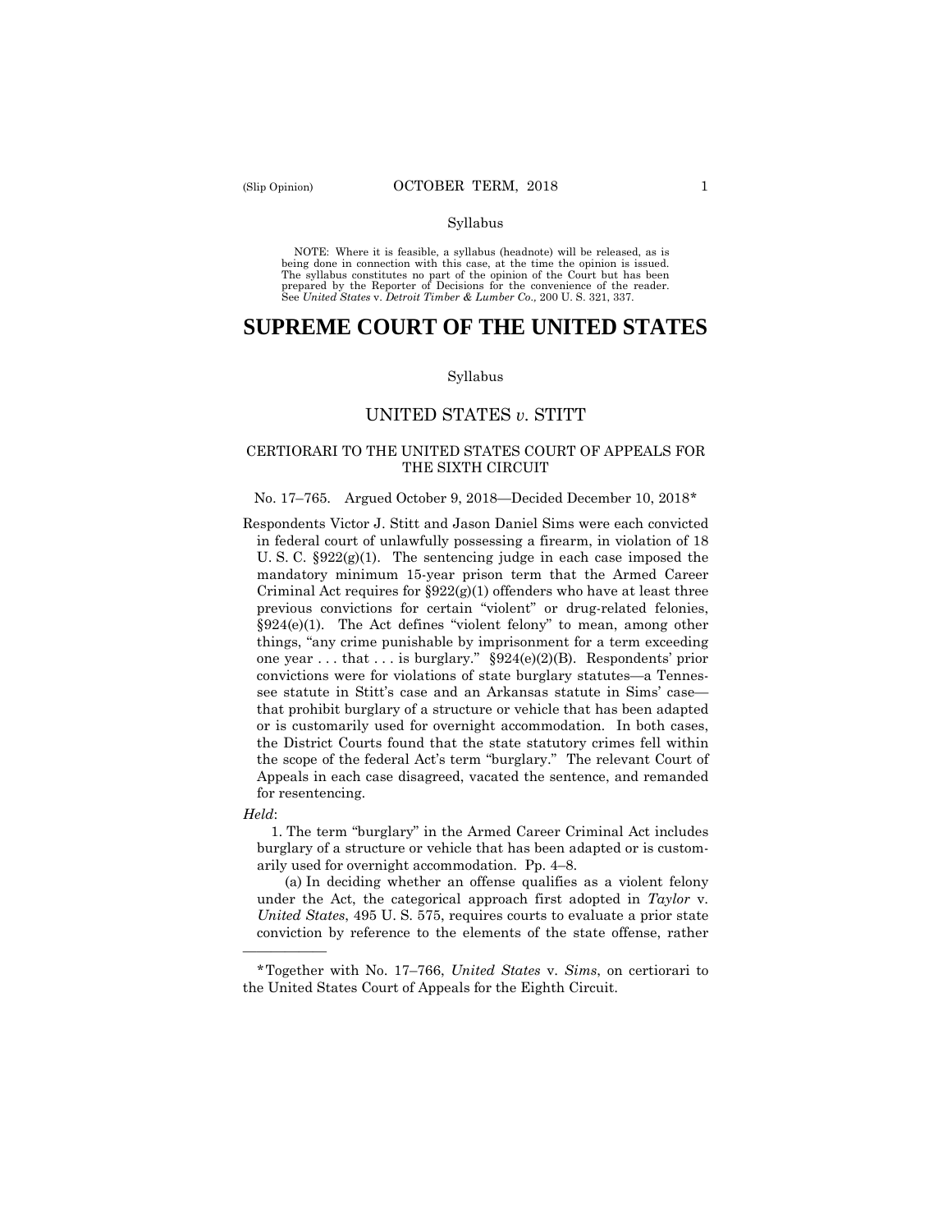Syllabus

NOTE: Where it is feasible, a syllabus (headnote) will be released, as is being done in connection with this case, at the time the opinion is issued. The syllabus constitutes no part of the opinion of the Court but has been prepared by the Reporter of Decisions for the convenience of the reader. See *United States* v. *Detroit Timber & Lumber Co.,* 200 U. S. 321, 337.

# SUPREME COURT OF THE UNITED STATES

Syllabus

## UNITED STATES *v*. STITT

CERTIORARI TO THE UNITED STATES COURT OF APPEALS FOR THE SIXTH CIRCUIT

No. 17–765. Argued October 9, 2018—Decided December 10, 2018*

Respondents Victor J. Stitt and Jason Daniel Sims were each convicted in federal court of unlawfully possessing a firearm, in violation of 18 U. S. C. §922(g)(1). The sentencing judge in each case imposed the mandatory minimum 15-year prison term that the Armed Career Criminal Act requires for §922(g)(1) offenders who have at least three previous convictions for certain "violent" or drug-related felonies, §924(e)(1). The Act defines "violent felony" to mean, among other things, "any crime punishable by imprisonment for a term exceeding one year . . . that . . . is burglary." §924(e)(2)(B). Respondents' prior convictions were for violations of state burglary statutes—a Tennessee statute in Stitt's case and an Arkansas statute in Sims' case—that prohibit burglary of a structure or vehicle that has been adapted or is customarily used for overnight accommodation. In both cases, the District Courts found that the state statutory crimes fell within the scope of the federal Act's term "burglary." The relevant Court of Appeals in each case disagreed, vacated the sentence, and remanded for resentencing.

*Held*:

1. The term "burglary" in the Armed Career Criminal Act includes burglary of a structure or vehicle that has been adapted or is customarily used for overnight accommodation. Pp. 4–8.

(a) In deciding whether an offense qualifies as a violent felony under the Act, the categorical approach first adopted in *Taylor* v. *United States*, 495 U. S. 575, requires courts to evaluate a prior state conviction by reference to the elements of the state offense, rather

---

*Together with No. 17–766, *United States* v. *Sims*, on certiorari to the United States Court of Appeals for the Eighth Circuit.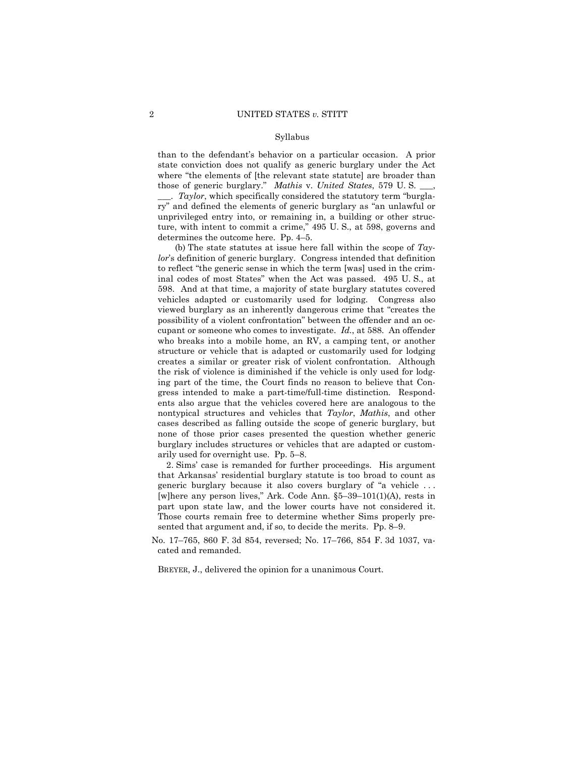than to the defendant's behavior on a particular occasion. A prior state conviction does not qualify as generic burglary under the Act where "the elements of [the relevant state statute] are broader than those of generic burglary." *Mathis* v. *United States*, 579 U. S. ___, ___. *Taylor*, which specifically considered the statutory term "burglary" and defined the elements of generic burglary as "an unlawful or unprivileged entry into, or remaining in, a building or other structure, with intent to commit a crime," 495 U. S., at 598, governs and determines the outcome here. Pp. 4–5.

(b) The state statutes at issue here fall within the scope of *Taylor*'s definition of generic burglary. Congress intended that definition to reflect "the generic sense in which the term [was] used in the criminal codes of most States" when the Act was passed. 495 U. S., at 598. And at that time, a majority of state burglary statutes covered vehicles adapted or customarily used for lodging. Congress also viewed burglary as an inherently dangerous crime that "creates the possibility of a violent confrontation" between the offender and an occupant or someone who comes to investigate. *Id.*, at 588. An offender who breaks into a mobile home, an RV, a camping tent, or another structure or vehicle that is adapted or customarily used for lodging creates a similar or greater risk of violent confrontation. Although the risk of violence is diminished if the vehicle is only used for lodging part of the time, the Court finds no reason to believe that Congress intended to make a part-time/full-time distinction. Respondents also argue that the vehicles covered here are analogous to the nontypical structures and vehicles that *Taylor*, *Mathis*, and other cases described as falling outside the scope of generic burglary, but none of those prior cases presented the question whether generic burglary includes structures or vehicles that are adapted or customarily used for overnight use. Pp. 5–8.

2. Sims' case is remanded for further proceedings. His argument that Arkansas' residential burglary statute is too broad to count as generic burglary because it also covers burglary of "a vehicle . . . [w]here any person lives," Ark. Code Ann. §5–39–101(1)(A), rests in part upon state law, and the lower courts have not considered it. Those courts remain free to determine whether Sims properly presented that argument and, if so, to decide the merits. Pp. 8–9.

No. 17–765, 860 F. 3d 854, reversed; No. 17–766, 854 F. 3d 1037, vacated and remanded.

BREYER, J., delivered the opinion for a unanimous Court.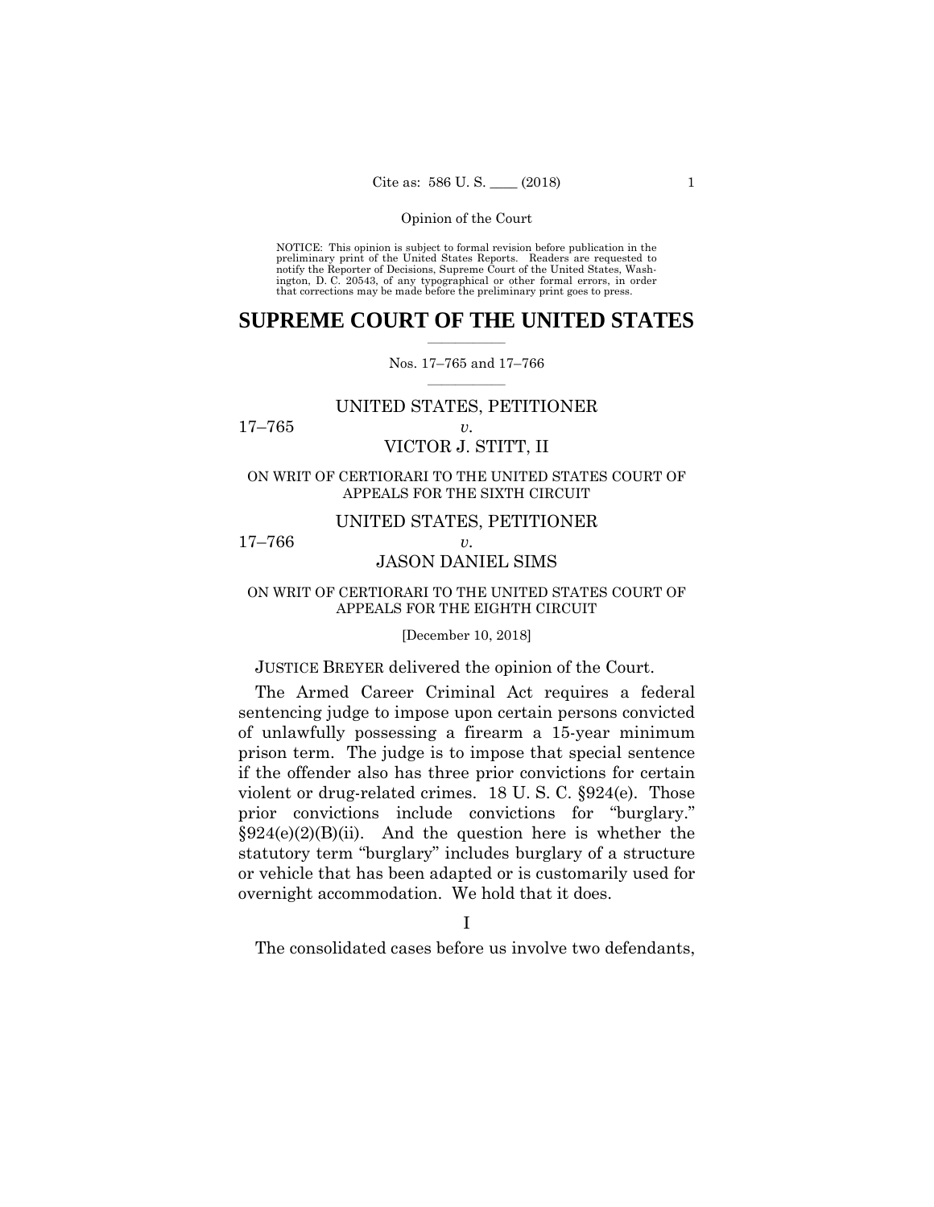Opinion of the Court

NOTICE: This opinion is subject to formal revision before publication in the preliminary print of the United States Reports. Readers are requested to notify the Reporter of Decisions, Supreme Court of the United States, Washington, D. C. 20543, of any typographical or other formal errors, in order that corrections may be made before the preliminary print goes to press.

# SUPREME COURT OF THE UNITED STATES

Nos. 17–765 and 17–766

UNITED STATES, PETITIONER

17–765 *v.*

VICTOR J. STITT, II

ON WRIT OF CERTIORARI TO THE UNITED STATES COURT OF APPEALS FOR THE SIXTH CIRCUIT

UNITED STATES, PETITIONER

17–766 *v.*

JASON DANIEL SIMS

ON WRIT OF CERTIORARI TO THE UNITED STATES COURT OF APPEALS FOR THE EIGHTH CIRCUIT

[December 10, 2018]

JUSTICE BREYER delivered the opinion of the Court.

The Armed Career Criminal Act requires a federal sentencing judge to impose upon certain persons convicted of unlawfully possessing a firearm a 15-year minimum prison term. The judge is to impose that special sentence if the offender also has three prior convictions for certain violent or drug-related crimes. 18 U. S. C. §924(e). Those prior convictions include convictions for "burglary." §924(e)(2)(B)(ii). And the question here is whether the statutory term "burglary" includes burglary of a structure or vehicle that has been adapted or is customarily used for overnight accommodation. We hold that it does.

## I

The consolidated cases before us involve two defendants,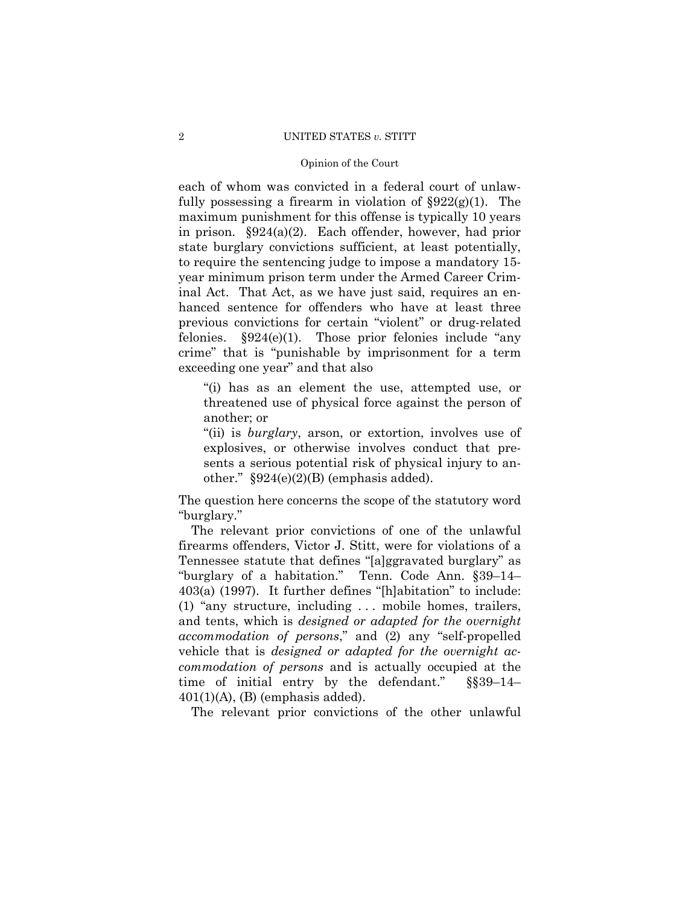each of whom was convicted in a federal court of unlawfully possessing a firearm in violation of §922(g)(1). The maximum punishment for this offense is typically 10 years in prison. §924(a)(2). Each offender, however, had prior state burglary convictions sufficient, at least potentially, to require the sentencing judge to impose a mandatory 15-year minimum prison term under the Armed Career Criminal Act. That Act, as we have just said, requires an enhanced sentence for offenders who have at least three previous convictions for certain "violent" or drug-related felonies. §924(e)(1). Those prior felonies include "any crime" that is "punishable by imprisonment for a term exceeding one year" and that also

> "(i) has as an element the use, attempted use, or threatened use of physical force against the person of another; or
>
> "(ii) is *burglary*, arson, or extortion, involves use of explosives, or otherwise involves conduct that presents a serious potential risk of physical injury to another." §924(e)(2)(B) (emphasis added).

The question here concerns the scope of the statutory word "burglary."

The relevant prior convictions of one of the unlawful firearms offenders, Victor J. Stitt, were for violations of a Tennessee statute that defines "[a]ggravated burglary" as "burglary of a habitation." Tenn. Code Ann. §39–14–403(a) (1997). It further defines "[h]abitation" to include: (1) "any structure, including . . . mobile homes, trailers, and tents, which is *designed or adapted for the overnight accommodation of persons*," and (2) any "self-propelled vehicle that is *designed or adapted for the overnight accommodation of persons* and is actually occupied at the time of initial entry by the defendant." §§39–14–401(1)(A), (B) (emphasis added).

The relevant prior convictions of the other unlawful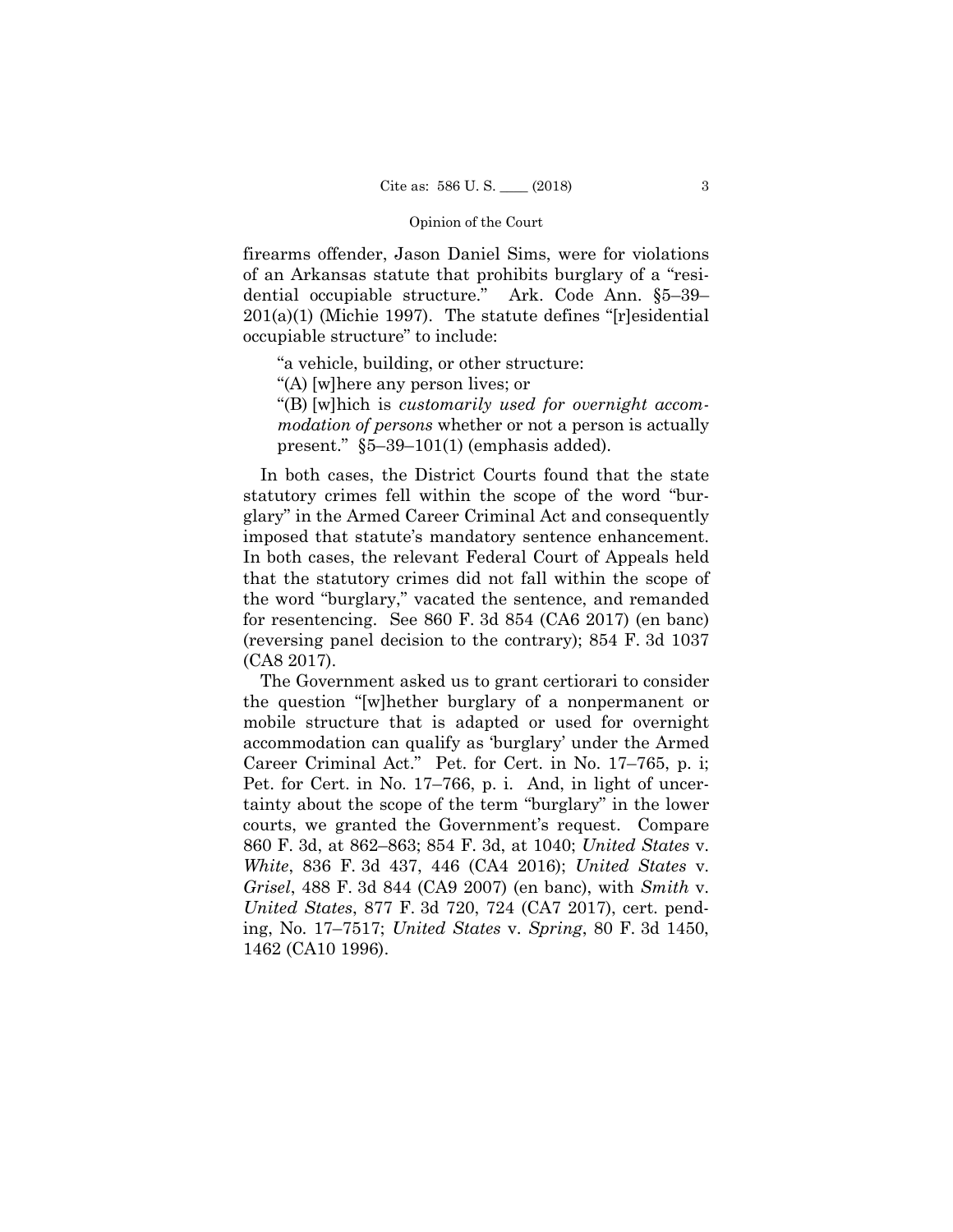firearms offender, Jason Daniel Sims, were for violations of an Arkansas statute that prohibits burglary of a "residential occupiable structure." Ark. Code Ann. §5–39–201(a)(1) (Michie 1997). The statute defines "[r]esidential occupiable structure" to include:

> "a vehicle, building, or other structure:
>
> "(A) [w]here any person lives; or
>
> "(B) [w]hich is *customarily used for overnight accommodation of persons* whether or not a person is actually present." §5–39–101(1) (emphasis added).

In both cases, the District Courts found that the state statutory crimes fell within the scope of the word "burglary" in the Armed Career Criminal Act and consequently imposed that statute's mandatory sentence enhancement. In both cases, the relevant Federal Court of Appeals held that the statutory crimes did not fall within the scope of the word "burglary," vacated the sentence, and remanded for resentencing. See 860 F. 3d 854 (CA6 2017) (en banc) (reversing panel decision to the contrary); 854 F. 3d 1037 (CA8 2017).

The Government asked us to grant certiorari to consider the question "[w]hether burglary of a nonpermanent or mobile structure that is adapted or used for overnight accommodation can qualify as 'burglary' under the Armed Career Criminal Act." Pet. for Cert. in No. 17–765, p. i; Pet. for Cert. in No. 17–766, p. i. And, in light of uncertainty about the scope of the term "burglary" in the lower courts, we granted the Government's request. Compare 860 F. 3d, at 862–863; 854 F. 3d, at 1040; *United States* v. *White*, 836 F. 3d 437, 446 (CA4 2016); *United States* v. *Grisel*, 488 F. 3d 844 (CA9 2007) (en banc), with *Smith* v. *United States*, 877 F. 3d 720, 724 (CA7 2017), cert. pending, No. 17–7517; *United States* v. *Spring*, 80 F. 3d 1450, 1462 (CA10 1996).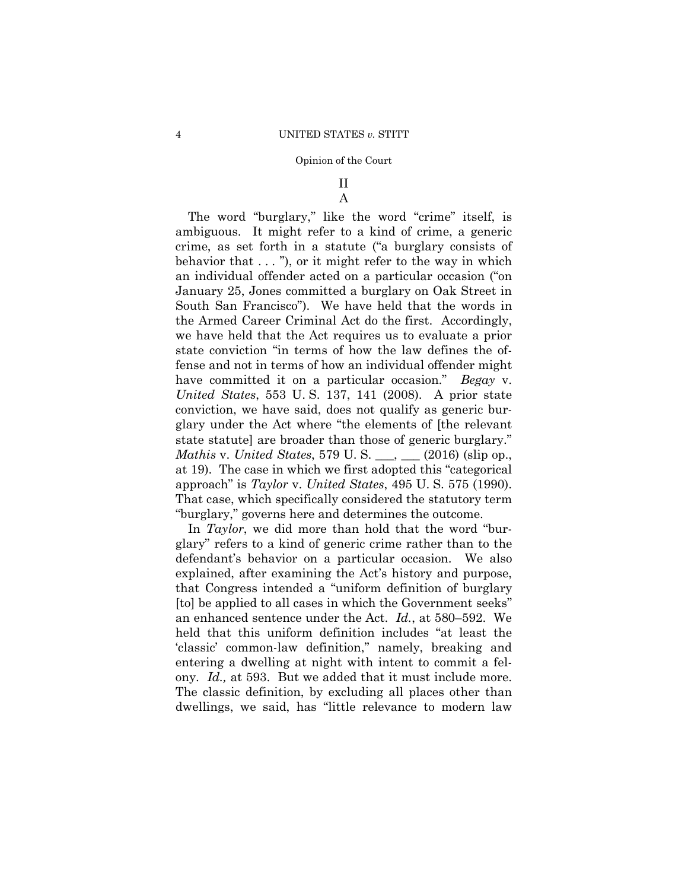## II

### A

The word "burglary," like the word "crime" itself, is ambiguous. It might refer to a kind of crime, a generic crime, as set forth in a statute ("a burglary consists of behavior that . . . "), or it might refer to the way in which an individual offender acted on a particular occasion ("on January 25, Jones committed a burglary on Oak Street in South San Francisco"). We have held that the words in the Armed Career Criminal Act do the first. Accordingly, we have held that the Act requires us to evaluate a prior state conviction "in terms of how the law defines the offense and not in terms of how an individual offender might have committed it on a particular occasion." *Begay* v. *United States*, 553 U. S. 137, 141 (2008). A prior state conviction, we have said, does not qualify as generic burglary under the Act where "the elements of [the relevant state statute] are broader than those of generic burglary." *Mathis* v. *United States*, 579 U. S. ___, ___ (2016) (slip op., at 19). The case in which we first adopted this "categorical approach" is *Taylor* v. *United States*, 495 U. S. 575 (1990). That case, which specifically considered the statutory term "burglary," governs here and determines the outcome.

In *Taylor*, we did more than hold that the word "burglary" refers to a kind of generic crime rather than to the defendant's behavior on a particular occasion. We also explained, after examining the Act's history and purpose, that Congress intended a "uniform definition of burglary [to] be applied to all cases in which the Government seeks" an enhanced sentence under the Act. *Id.*, at 580–592. We held that this uniform definition includes "at least the 'classic' common-law definition," namely, breaking and entering a dwelling at night with intent to commit a felony. *Id.,* at 593. But we added that it must include more. The classic definition, by excluding all places other than dwellings, we said, has "little relevance to modern law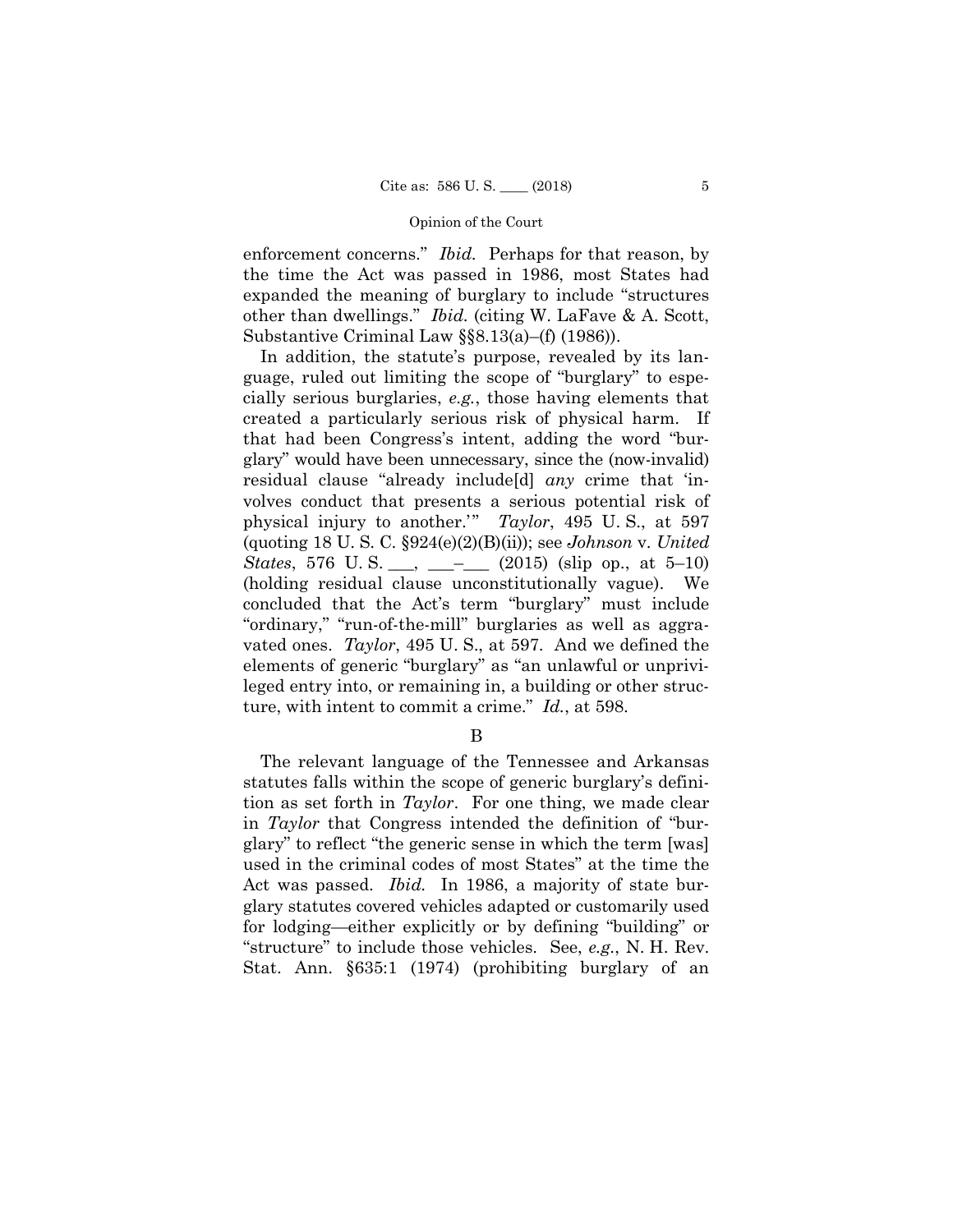enforcement concerns." *Ibid.* Perhaps for that reason, by the time the Act was passed in 1986, most States had expanded the meaning of burglary to include "structures other than dwellings." *Ibid.* (citing W. LaFave & A. Scott, Substantive Criminal Law §§8.13(a)–(f) (1986)).

In addition, the statute's purpose, revealed by its language, ruled out limiting the scope of "burglary" to especially serious burglaries, *e.g.*, those having elements that created a particularly serious risk of physical harm. If that had been Congress's intent, adding the word "burglary" would have been unnecessary, since the (now-invalid) residual clause "already include[d] *any* crime that 'involves conduct that presents a serious potential risk of physical injury to another.'" *Taylor*, 495 U. S., at 597 (quoting 18 U. S. C. §924(e)(2)(B)(ii)); see *Johnson* v. *United States*, 576 U. S. ___, ___–___ (2015) (slip op., at 5–10) (holding residual clause unconstitutionally vague). We concluded that the Act's term "burglary" must include "ordinary," "run-of-the-mill" burglaries as well as aggravated ones. *Taylor*, 495 U. S., at 597. And we defined the elements of generic "burglary" as "an unlawful or unprivileged entry into, or remaining in, a building or other structure, with intent to commit a crime." *Id.*, at 598.

B

The relevant language of the Tennessee and Arkansas statutes falls within the scope of generic burglary's definition as set forth in *Taylor*. For one thing, we made clear in *Taylor* that Congress intended the definition of "burglary" to reflect "the generic sense in which the term [was] used in the criminal codes of most States" at the time the Act was passed. *Ibid.* In 1986, a majority of state burglary statutes covered vehicles adapted or customarily used for lodging—either explicitly or by defining "building" or "structure" to include those vehicles. See, *e.g.*, N. H. Rev. Stat. Ann. §635:1 (1974) (prohibiting burglary of an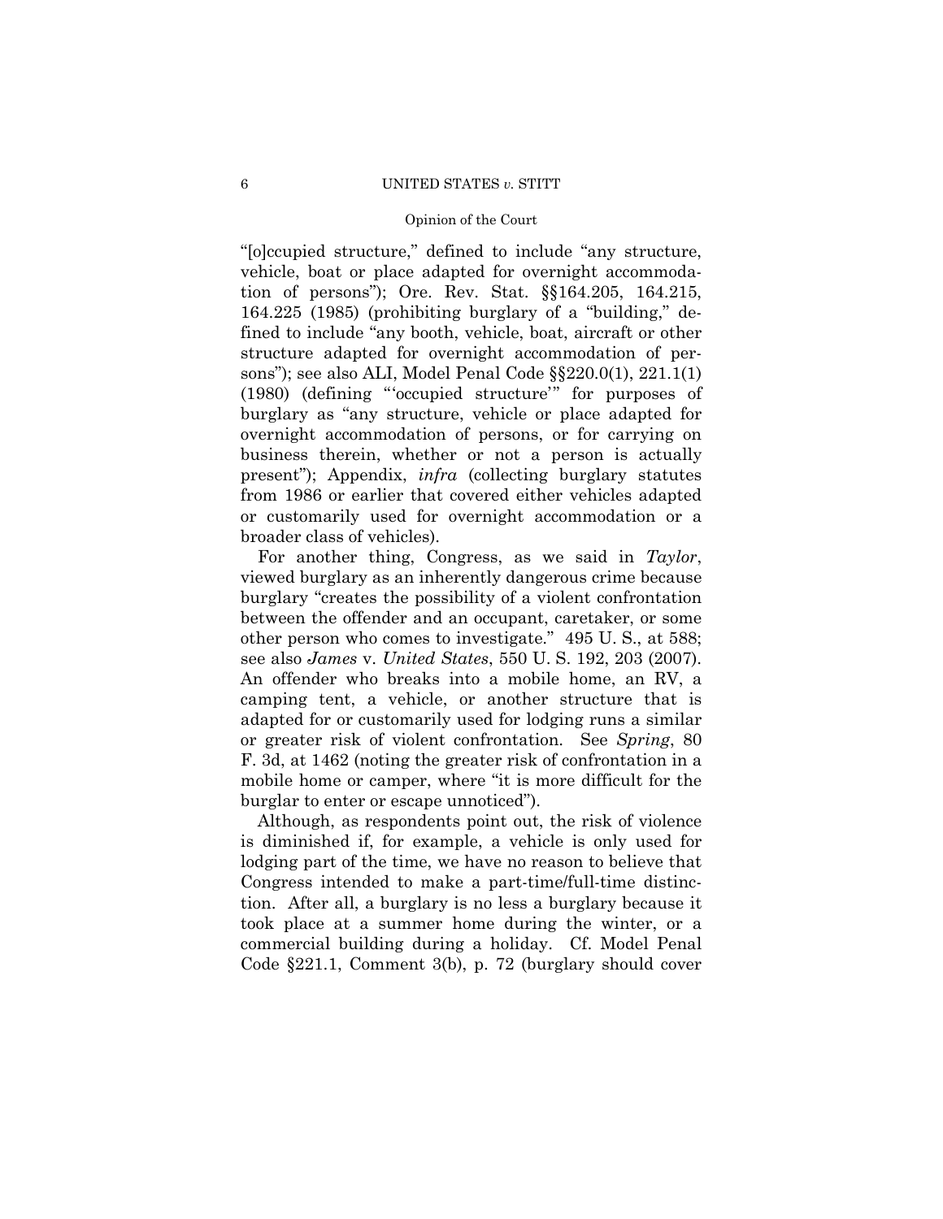"[o]ccupied structure," defined to include "any structure, vehicle, boat or place adapted for overnight accommodation of persons"); Ore. Rev. Stat. §§164.205, 164.215, 164.225 (1985) (prohibiting burglary of a "building," defined to include "any booth, vehicle, boat, aircraft or other structure adapted for overnight accommodation of persons"); see also ALI, Model Penal Code §§220.0(1), 221.1(1) (1980) (defining "'occupied structure'" for purposes of burglary as "any structure, vehicle or place adapted for overnight accommodation of persons, or for carrying on business therein, whether or not a person is actually present"); Appendix, *infra* (collecting burglary statutes from 1986 or earlier that covered either vehicles adapted or customarily used for overnight accommodation or a broader class of vehicles).

For another thing, Congress, as we said in *Taylor*, viewed burglary as an inherently dangerous crime because burglary "creates the possibility of a violent confrontation between the offender and an occupant, caretaker, or some other person who comes to investigate." 495 U. S., at 588; see also *James* v. *United States*, 550 U. S. 192, 203 (2007). An offender who breaks into a mobile home, an RV, a camping tent, a vehicle, or another structure that is adapted for or customarily used for lodging runs a similar or greater risk of violent confrontation. See *Spring*, 80 F. 3d, at 1462 (noting the greater risk of confrontation in a mobile home or camper, where "it is more difficult for the burglar to enter or escape unnoticed").

Although, as respondents point out, the risk of violence is diminished if, for example, a vehicle is only used for lodging part of the time, we have no reason to believe that Congress intended to make a part-time/full-time distinction. After all, a burglary is no less a burglary because it took place at a summer home during the winter, or a commercial building during a holiday. Cf. Model Penal Code §221.1, Comment 3(b), p. 72 (burglary should cover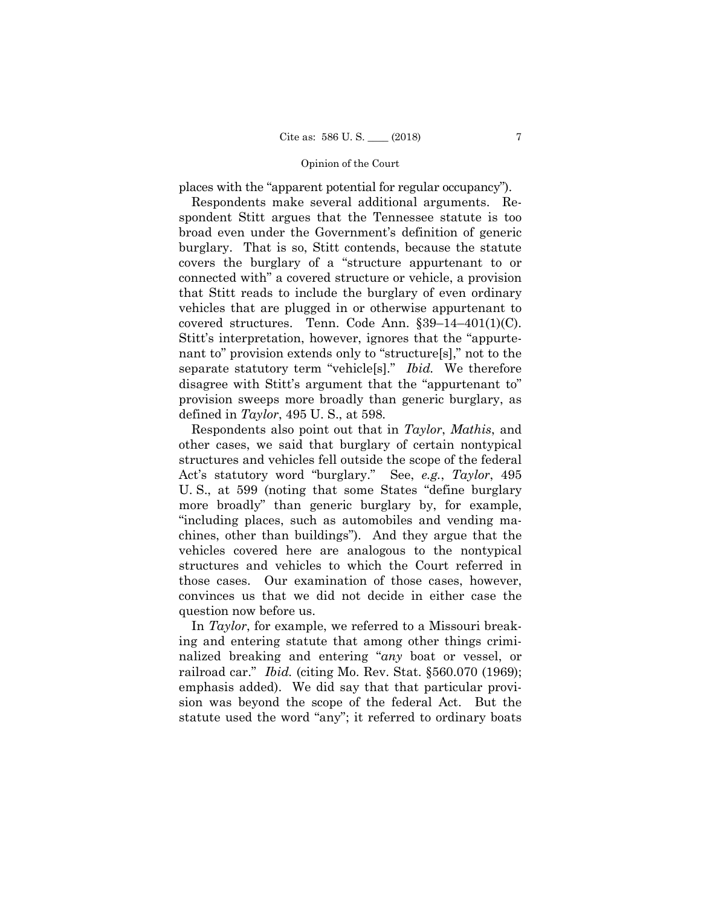places with the "apparent potential for regular occupancy").

Respondents make several additional arguments. Respondent Stitt argues that the Tennessee statute is too broad even under the Government's definition of generic burglary. That is so, Stitt contends, because the statute covers the burglary of a "structure appurtenant to or connected with" a covered structure or vehicle, a provision that Stitt reads to include the burglary of even ordinary vehicles that are plugged in or otherwise appurtenant to covered structures. Tenn. Code Ann. §39–14–401(1)(C). Stitt's interpretation, however, ignores that the "appurtenant to" provision extends only to "structure[s]," not to the separate statutory term "vehicle[s]." *Ibid.* We therefore disagree with Stitt's argument that the "appurtenant to" provision sweeps more broadly than generic burglary, as defined in *Taylor*, 495 U. S., at 598.

Respondents also point out that in *Taylor*, *Mathis*, and other cases, we said that burglary of certain nontypical structures and vehicles fell outside the scope of the federal Act's statutory word "burglary." See, *e.g.*, *Taylor*, 495 U. S., at 599 (noting that some States "define burglary more broadly" than generic burglary by, for example, "including places, such as automobiles and vending machines, other than buildings"). And they argue that the vehicles covered here are analogous to the nontypical structures and vehicles to which the Court referred in those cases. Our examination of those cases, however, convinces us that we did not decide in either case the question now before us.

In *Taylor*, for example, we referred to a Missouri breaking and entering statute that among other things criminalized breaking and entering "*any* boat or vessel, or railroad car." *Ibid.* (citing Mo. Rev. Stat. §560.070 (1969); emphasis added). We did say that that particular provision was beyond the scope of the federal Act. But the statute used the word "any"; it referred to ordinary boats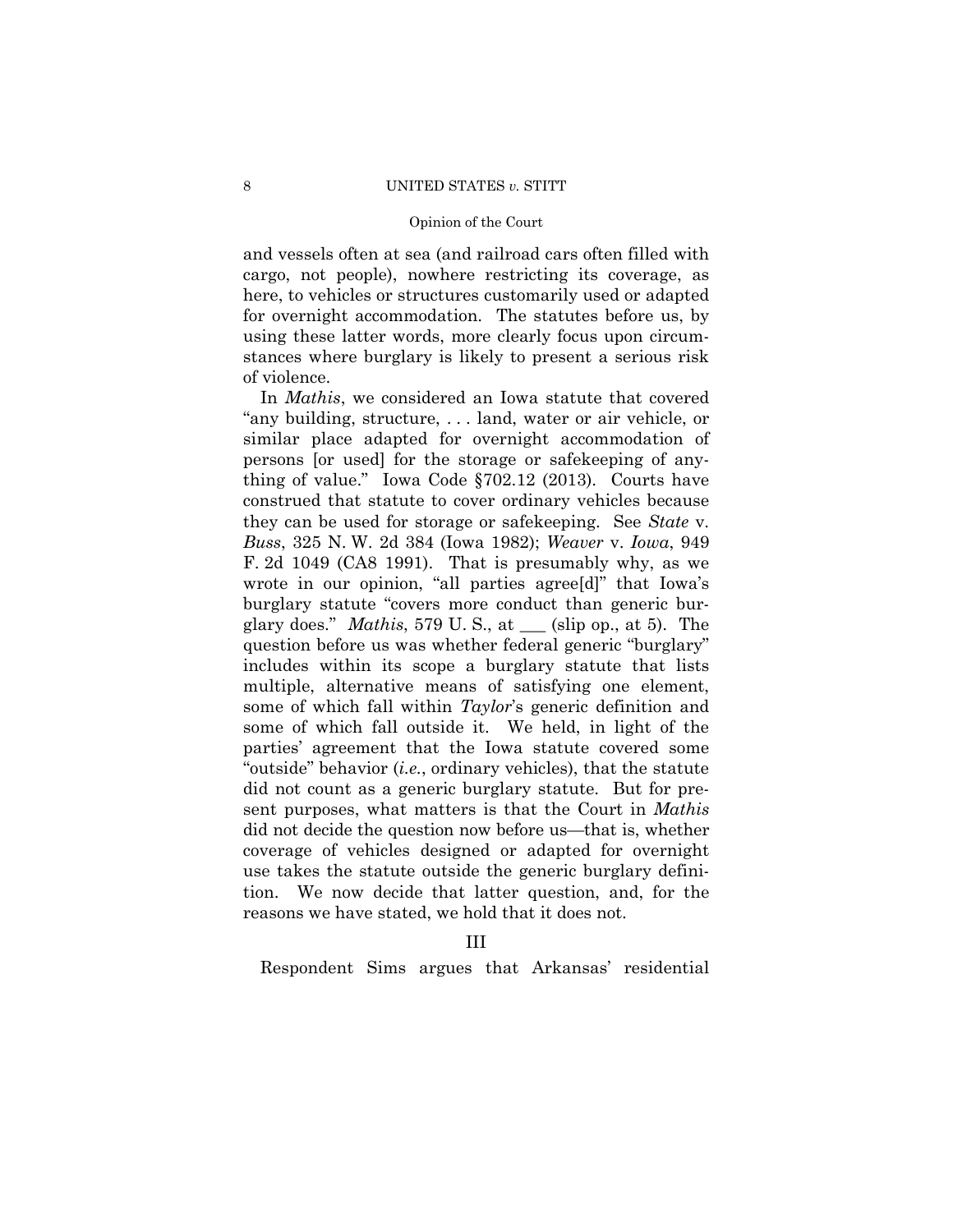and vessels often at sea (and railroad cars often filled with cargo, not people), nowhere restricting its coverage, as here, to vehicles or structures customarily used or adapted for overnight accommodation. The statutes before us, by using these latter words, more clearly focus upon circumstances where burglary is likely to present a serious risk of violence.

In *Mathis*, we considered an Iowa statute that covered "any building, structure, . . . land, water or air vehicle, or similar place adapted for overnight accommodation of persons [or used] for the storage or safekeeping of anything of value." Iowa Code §702.12 (2013). Courts have construed that statute to cover ordinary vehicles because they can be used for storage or safekeeping. See *State* v. *Buss*, 325 N. W. 2d 384 (Iowa 1982); *Weaver* v. *Iowa*, 949 F. 2d 1049 (CA8 1991). That is presumably why, as we wrote in our opinion, "all parties agree[d]" that Iowa's burglary statute "covers more conduct than generic burglary does." *Mathis*, 579 U. S., at ___ (slip op., at 5). The question before us was whether federal generic "burglary" includes within its scope a burglary statute that lists multiple, alternative means of satisfying one element, some of which fall within *Taylor*'s generic definition and some of which fall outside it. We held, in light of the parties' agreement that the Iowa statute covered some "outside" behavior (*i.e.*, ordinary vehicles), that the statute did not count as a generic burglary statute. But for present purposes, what matters is that the Court in *Mathis* did not decide the question now before us—that is, whether coverage of vehicles designed or adapted for overnight use takes the statute outside the generic burglary definition. We now decide that latter question, and, for the reasons we have stated, we hold that it does not.

## III

Respondent Sims argues that Arkansas' residential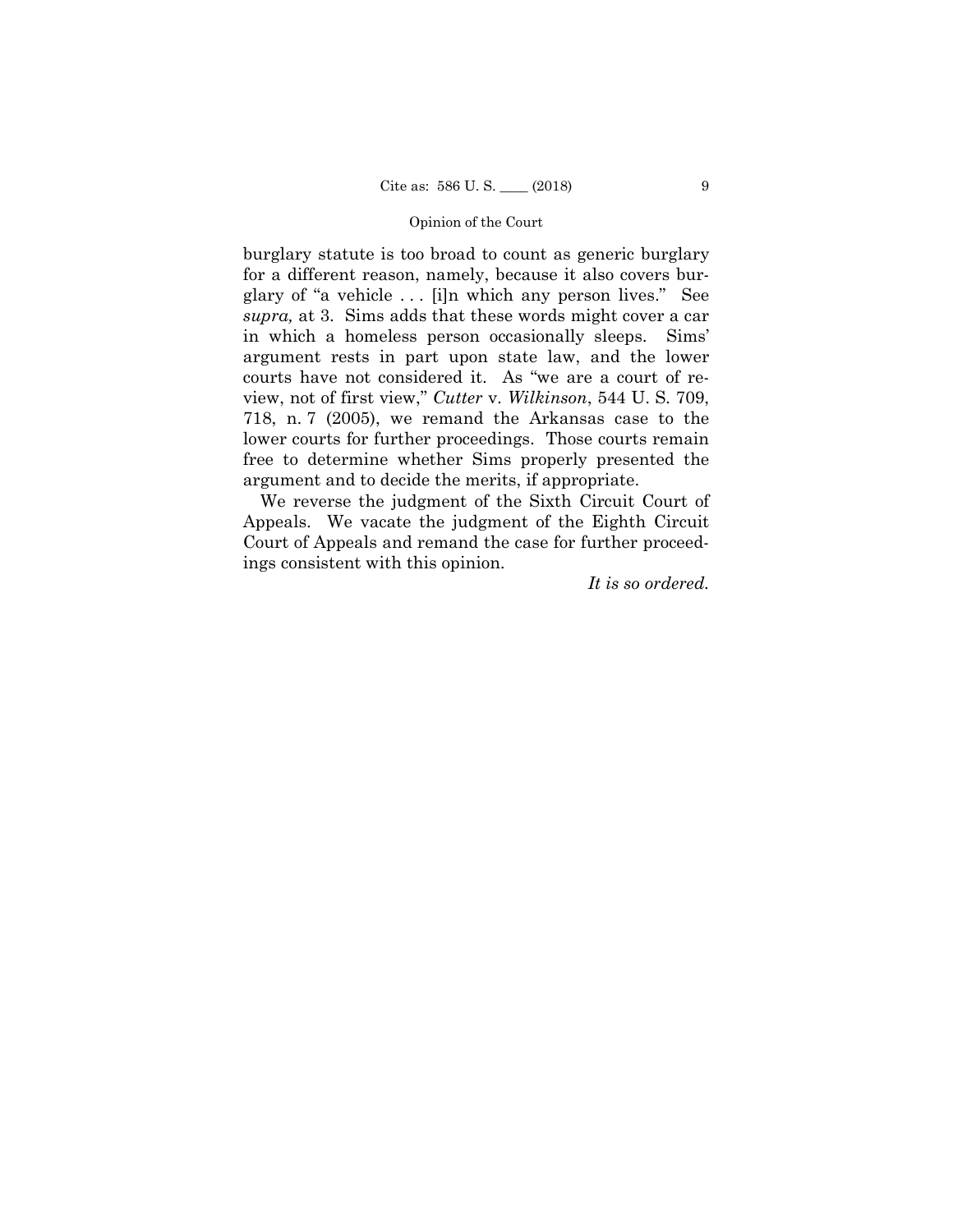burglary statute is too broad to count as generic burglary for a different reason, namely, because it also covers burglary of "a vehicle . . . [i]n which any person lives." See *supra,* at 3. Sims adds that these words might cover a car in which a homeless person occasionally sleeps. Sims' argument rests in part upon state law, and the lower courts have not considered it. As "we are a court of review, not of first view," *Cutter* v. *Wilkinson*, 544 U. S. 709, 718, n. 7 (2005), we remand the Arkansas case to the lower courts for further proceedings. Those courts remain free to determine whether Sims properly presented the argument and to decide the merits, if appropriate.

We reverse the judgment of the Sixth Circuit Court of Appeals. We vacate the judgment of the Eighth Circuit Court of Appeals and remand the case for further proceedings consistent with this opinion.

*It is so ordered.*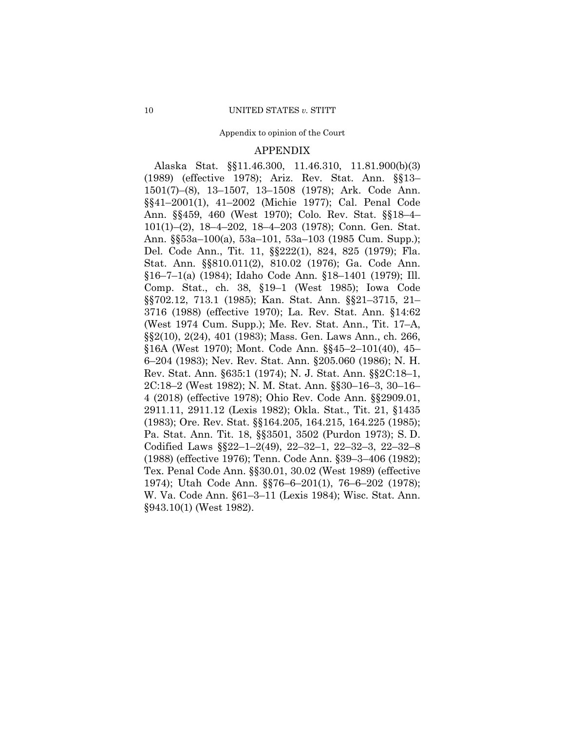Appendix to opinion of the Court

## APPENDIX

Alaska Stat. §§11.46.300, 11.46.310, 11.81.900(b)(3) (1989) (effective 1978); Ariz. Rev. Stat. Ann. §§13–1501(7)–(8), 13–1507, 13–1508 (1978); Ark. Code Ann. §§41–2001(1), 41–2002 (Michie 1977); Cal. Penal Code Ann. §§459, 460 (West 1970); Colo. Rev. Stat. §§18–4–101(1)–(2), 18–4–202, 18–4–203 (1978); Conn. Gen. Stat. Ann. §§53a–100(a), 53a–101, 53a–103 (1985 Cum. Supp.); Del. Code Ann., Tit. 11, §§222(1), 824, 825 (1979); Fla. Stat. Ann. §§810.011(2), 810.02 (1976); Ga. Code Ann. §16–7–1(a) (1984); Idaho Code Ann. §18–1401 (1979); Ill. Comp. Stat., ch. 38, §19–1 (West 1985); Iowa Code §§702.12, 713.1 (1985); Kan. Stat. Ann. §§21–3715, 21–3716 (1988) (effective 1970); La. Rev. Stat. Ann. §14:62 (West 1974 Cum. Supp.); Me. Rev. Stat. Ann., Tit. 17–A, §§2(10), 2(24), 401 (1983); Mass. Gen. Laws Ann., ch. 266, §16A (West 1970); Mont. Code Ann. §§45–2–101(40), 45–6–204 (1983); Nev. Rev. Stat. Ann. §205.060 (1986); N. H. Rev. Stat. Ann. §635:1 (1974); N. J. Stat. Ann. §§2C:18–1, 2C:18–2 (West 1982); N. M. Stat. Ann. §§30–16–3, 30–16–4 (2018) (effective 1978); Ohio Rev. Code Ann. §§2909.01, 2911.11, 2911.12 (Lexis 1982); Okla. Stat., Tit. 21, §1435 (1983); Ore. Rev. Stat. §§164.205, 164.215, 164.225 (1985); Pa. Stat. Ann. Tit. 18, §§3501, 3502 (Purdon 1973); S. D. Codified Laws §§22–1–2(49), 22–32–1, 22–32–3, 22–32–8 (1988) (effective 1976); Tenn. Code Ann. §39–3–406 (1982); Tex. Penal Code Ann. §§30.01, 30.02 (West 1989) (effective 1974); Utah Code Ann. §§76–6–201(1), 76–6–202 (1978); W. Va. Code Ann. §61–3–11 (Lexis 1984); Wisc. Stat. Ann. §943.10(1) (West 1982).